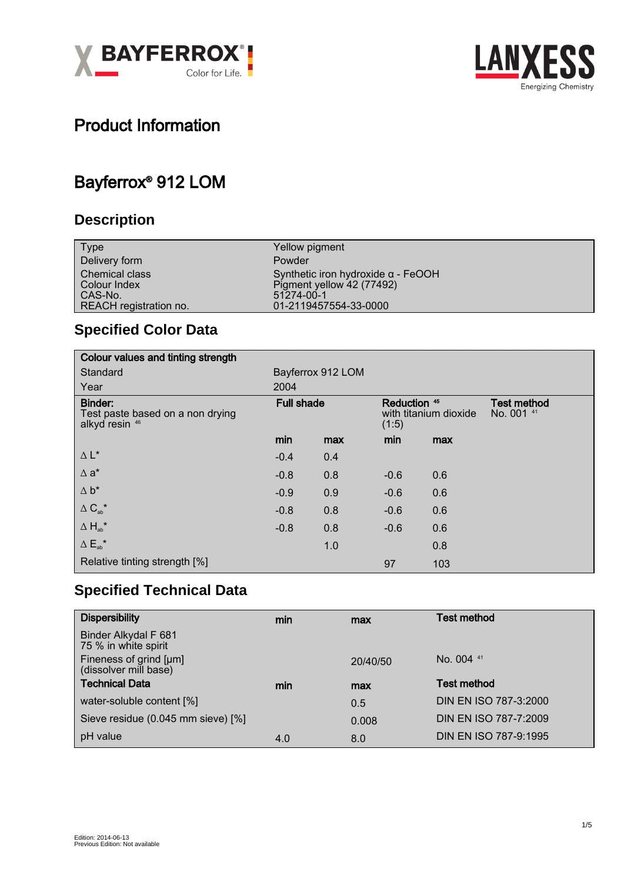# Product Information

# Bayferrox® 912 LOM

## Description

| Type | Yellow pigment |
|---|---|
| Delivery form | Powder |
| Chemical class | Synthetic iron hydroxide α - FeOOH |
| Colour Index | Pigment yellow 42 (77492) |
| CAS-No. | 51274-00-1 |
| REACH registration no. | 01-2119457554-33-0000 |

## Specified Color Data

| **Colour values and tinting strength** | | | | | |
|---|---|---|---|---|---|
| Standard | Bayferrox 912 LOM | | | | |
| Year | 2004 | | | | |
| **Binder:** Test paste based on a non drying alkyd resin [46] | **Full shade** | | **Reduction** [45] with titanium dioxide (1:5) | | **Test method** No. 001 [41] |
| | **min** | **max** | **min** | **max** | |
| Δ L* | -0.4 | 0.4 | | | |
| Δ a* | -0.8 | 0.8 | -0.6 | 0.6 | |
| Δ b* | -0.9 | 0.9 | -0.6 | 0.6 | |
| Δ $C_{ab}^*$ | -0.8 | 0.8 | -0.6 | 0.6 | |
| Δ $H_{ab}^*$ | -0.8 | 0.8 | -0.6 | 0.6 | |
| Δ $E_{ab}^*$ | | 1.0 | | 0.8 | |
| Relative tinting strength [%] | | | 97 | 103 | |

## Specified Technical Data

| **Dispersibility** | **min** | **max** | **Test method** |
|---|---|---|---|
| Binder Alkydal F 681 75 % in white spirit | | | |
| Fineness of grind [µm] (dissolver mill base) | | 20/40/50 | No. 004 [41] |
| **Technical Data** | **min** | **max** | **Test method** |
| water-soluble content [%] | | 0.5 | DIN EN ISO 787-3:2000 |
| Sieve residue (0.045 mm sieve) [%] | | 0.008 | DIN EN ISO 787-7:2009 |
| pH value | 4.0 | 8.0 | DIN EN ISO 787-9:1995 |

Edition: 2014-06-13
Previous Edition: Not available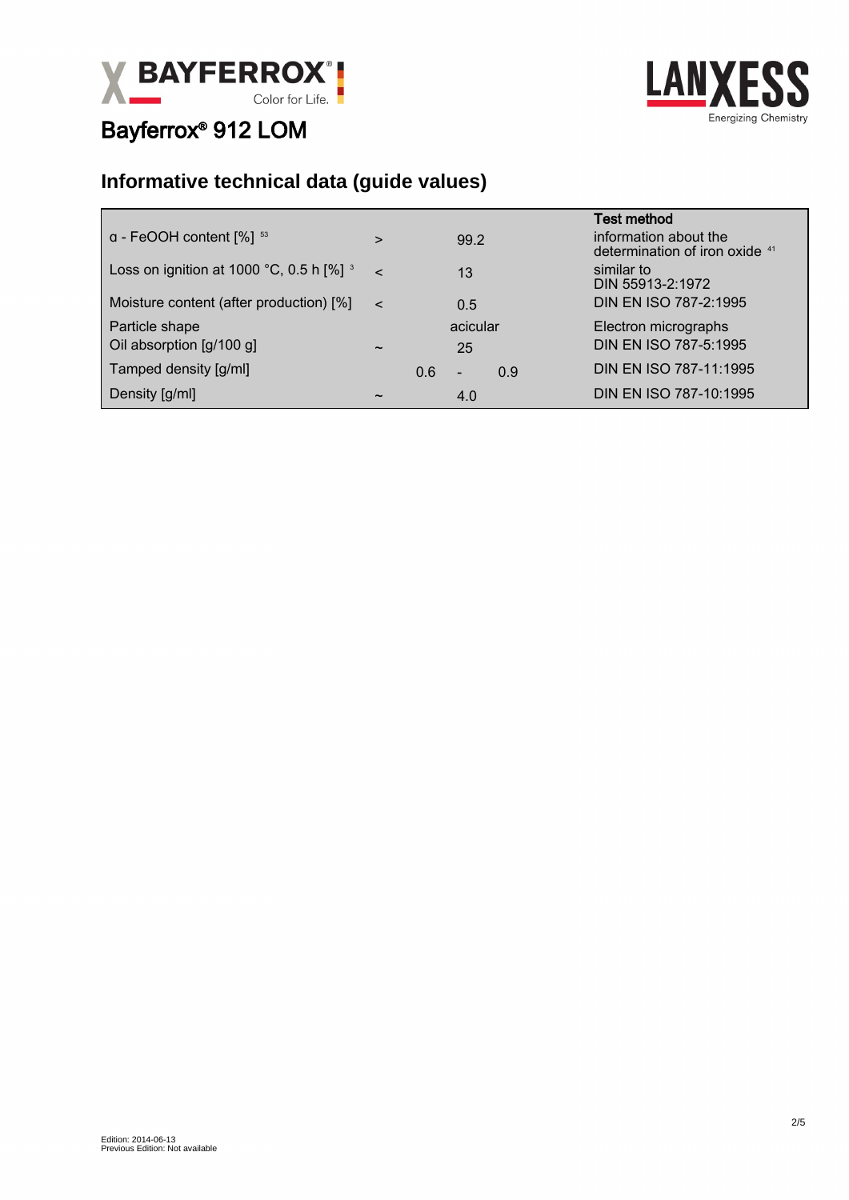Bayferrox® 912 LOM

## Informative technical data (guide values)

| | | | Test method |
|---|---|---|---|
| α - FeOOH content [%] [53] | > | 99.2 | information about the determination of iron oxide [41] |
| Loss on ignition at 1000 °C, 0.5 h [%] [3] | < | 13 | similar to DIN 55913-2:1972 |
| Moisture content (after production) [%] | < | 0.5 | DIN EN ISO 787-2:1995 |
| Particle shape | | acicular | Electron micrographs |
| Oil absorption [g/100 g] | ~ | 25 | DIN EN ISO 787-5:1995 |
| Tamped density [g/ml] | | 0.6 - 0.9 | DIN EN ISO 787-11:1995 |
| Density [g/ml] | ~ | 4.0 | DIN EN ISO 787-10:1995 |

Edition: 2014-06-13
Previous Edition: Not available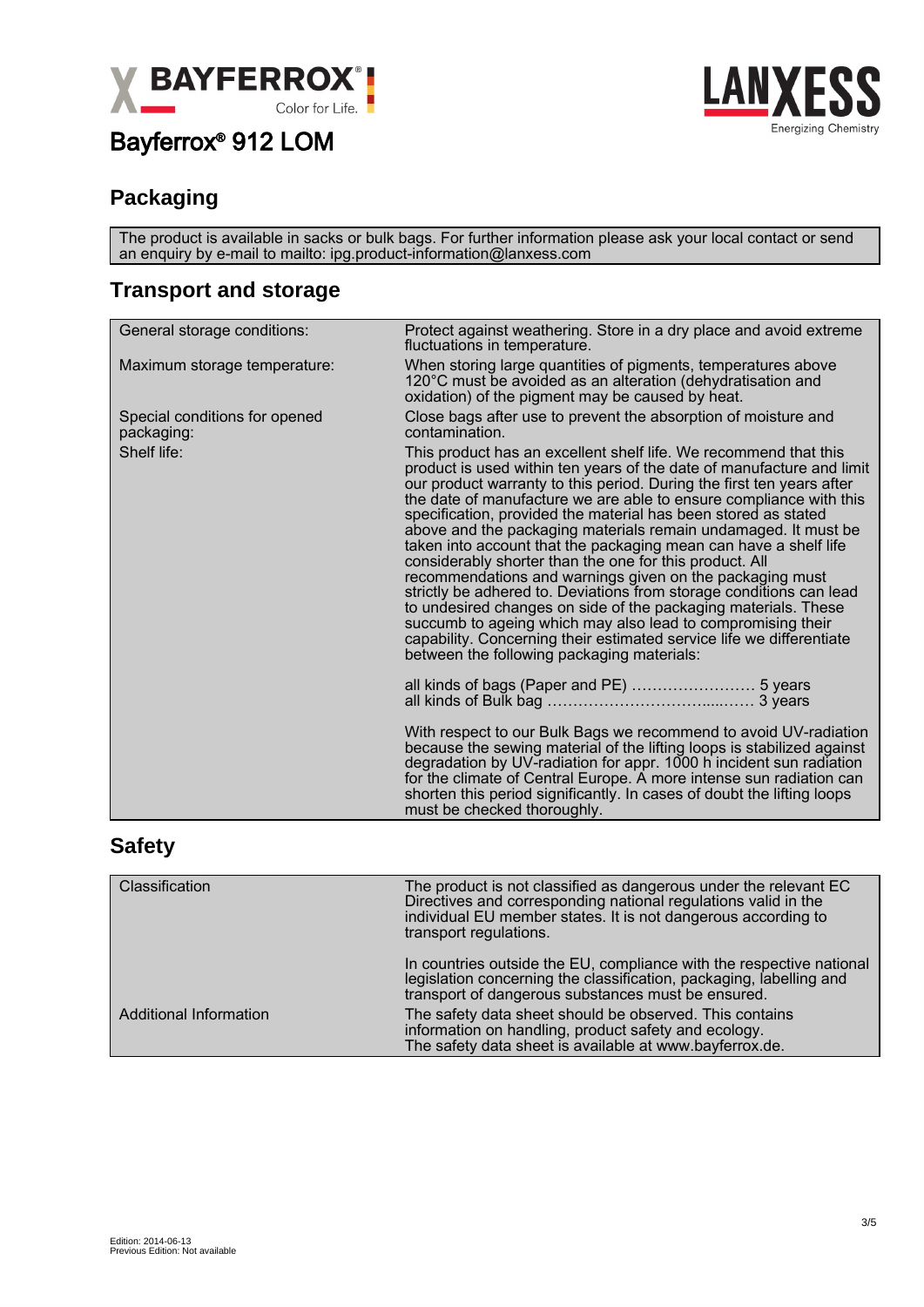Bayferrox® 912 LOM

## Packaging

The product is available in sacks or bulk bags. For further information please ask your local contact or send an enquiry by e-mail to mailto: ipg.product-information@lanxess.com

## Transport and storage

| | |
|---|---|
| General storage conditions: | Protect against weathering. Store in a dry place and avoid extreme fluctuations in temperature. |
| Maximum storage temperature: | When storing large quantities of pigments, temperatures above 120°C must be avoided as an alteration (dehydratisation and oxidation) of the pigment may be caused by heat. |
| Special conditions for opened packaging: | Close bags after use to prevent the absorption of moisture and contamination. |
| Shelf life: | This product has an excellent shelf life. We recommend that this product is used within ten years of the date of manufacture and limit our product warranty to this period. During the first ten years after the date of manufacture we are able to ensure compliance with this specification, provided the material has been stored as stated above and the packaging materials remain undamaged. It must be taken into account that the packaging mean can have a shelf life considerably shorter than the one for this product. All recommendations and warnings given on the packaging must strictly be adhered to. Deviations from storage conditions can lead to undesired changes on side of the packaging materials. These succumb to ageing which may also lead to compromising their capability. Concerning their estimated service life we differentiate between the following packaging materials:<br><br>all kinds of bags (Paper and PE) …………………… 5 years<br>all kinds of Bulk bag ……………………………...…… 3 years<br><br>With respect to our Bulk Bags we recommend to avoid UV-radiation because the sewing material of the lifting loops is stabilized against degradation by UV-radiation for appr. 1000 h incident sun radiation for the climate of Central Europe. A more intense sun radiation can shorten this period significantly. In cases of doubt the lifting loops must be checked thoroughly. |

## Safety

| | |
|---|---|
| Classification | The product is not classified as dangerous under the relevant EC Directives and corresponding national regulations valid in the individual EU member states. It is not dangerous according to transport regulations.<br><br>In countries outside the EU, compliance with the respective national legislation concerning the classification, packaging, labelling and transport of dangerous substances must be ensured. |
| Additional Information | The safety data sheet should be observed. This contains information on handling, product safety and ecology.<br>The safety data sheet is available at www.bayferrox.de. |

Edition: 2014-06-13
Previous Edition: Not available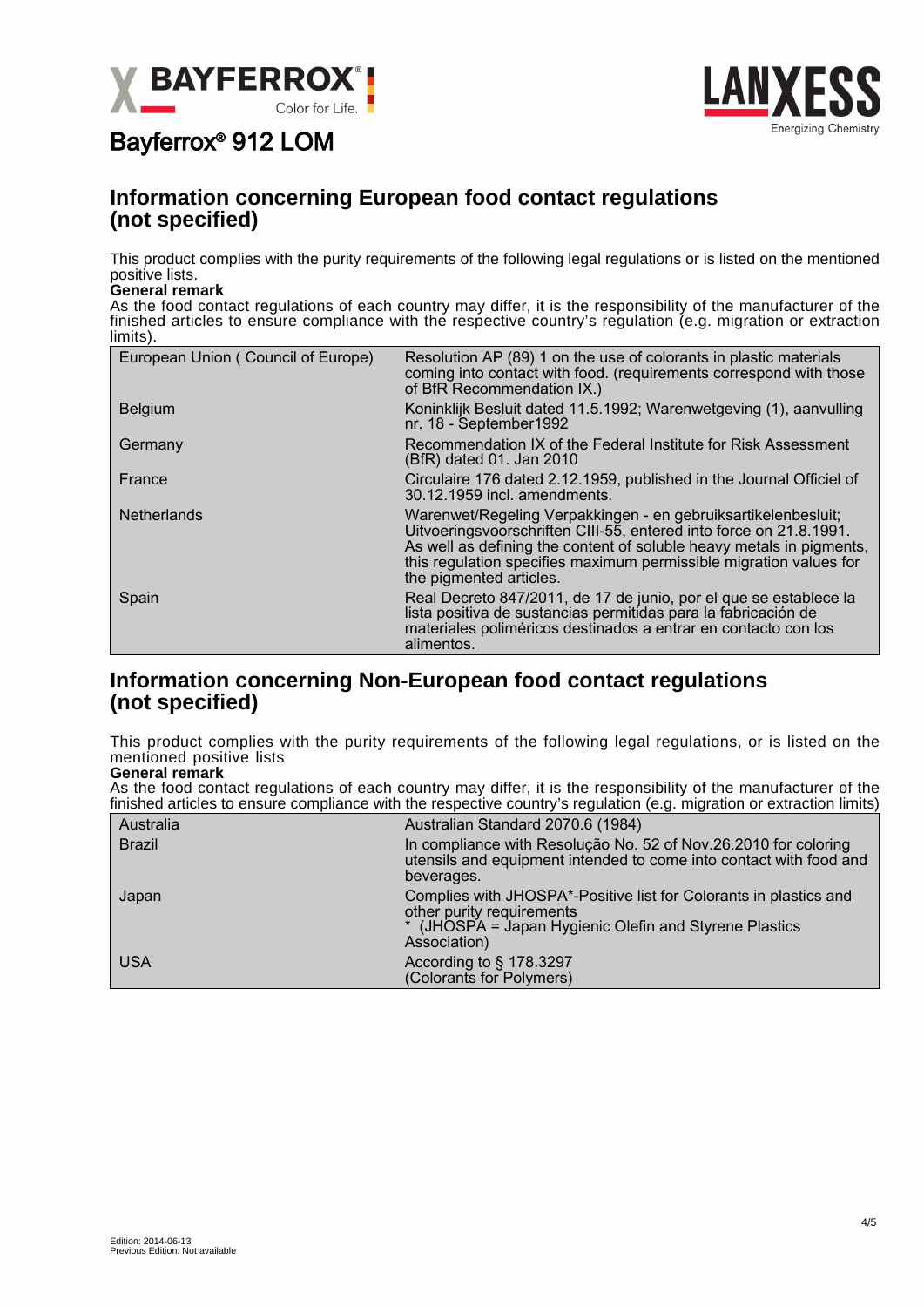# Bayferrox® 912 LOM

## Information concerning European food contact regulations (not specified)

This product complies with the purity requirements of the following legal regulations or is listed on the mentioned positive lists.

**General remark**

As the food contact regulations of each country may differ, it is the responsibility of the manufacturer of the finished articles to ensure compliance with the respective country's regulation (e.g. migration or extraction limits).

| | |
|---|---|
| European Union ( Council of Europe) | Resolution AP (89) 1 on the use of colorants in plastic materials coming into contact with food. (requirements correspond with those of BfR Recommendation IX.) |
| Belgium | Koninklijk Besluit dated 11.5.1992; Warenwetgeving (1), aanvulling nr. 18 - September1992 |
| Germany | Recommendation IX of the Federal Institute for Risk Assessment (BfR) dated 01. Jan 2010 |
| France | Circulaire 176 dated 2.12.1959, published in the Journal Officiel of 30.12.1959 incl. amendments. |
| Netherlands | Warenwet/Regeling Verpakkingen - en gebruiksartikelenbesluit; Uitvoeringsvoorschriften CIII-55, entered into force on 21.8.1991. As well as defining the content of soluble heavy metals in pigments, this regulation specifies maximum permissible migration values for the pigmented articles. |
| Spain | Real Decreto 847/2011, de 17 de junio, por el que se establece la lista positiva de sustancias permitidas para la fabricación de materiales poliméricos destinados a entrar en contacto con los alimentos. |

## Information concerning Non-European food contact regulations (not specified)

This product complies with the purity requirements of the following legal regulations, or is listed on the mentioned positive lists

**General remark**

As the food contact regulations of each country may differ, it is the responsibility of the manufacturer of the finished articles to ensure compliance with the respective country's regulation (e.g. migration or extraction limits)

| | |
|---|---|
| Australia | Australian Standard 2070.6 (1984) |
| Brazil | In compliance with Resolução No. 52 of Nov.26.2010 for coloring utensils and equipment intended to come into contact with food and beverages. |
| Japan | Complies with JHOSPA*-Positive list for Colorants in plastics and other purity requirements<br>* (JHOSPA = Japan Hygienic Olefin and Styrene Plastics Association) |
| USA | According to § 178.3297<br>(Colorants for Polymers) |

Edition: 2014-06-13
Previous Edition: Not available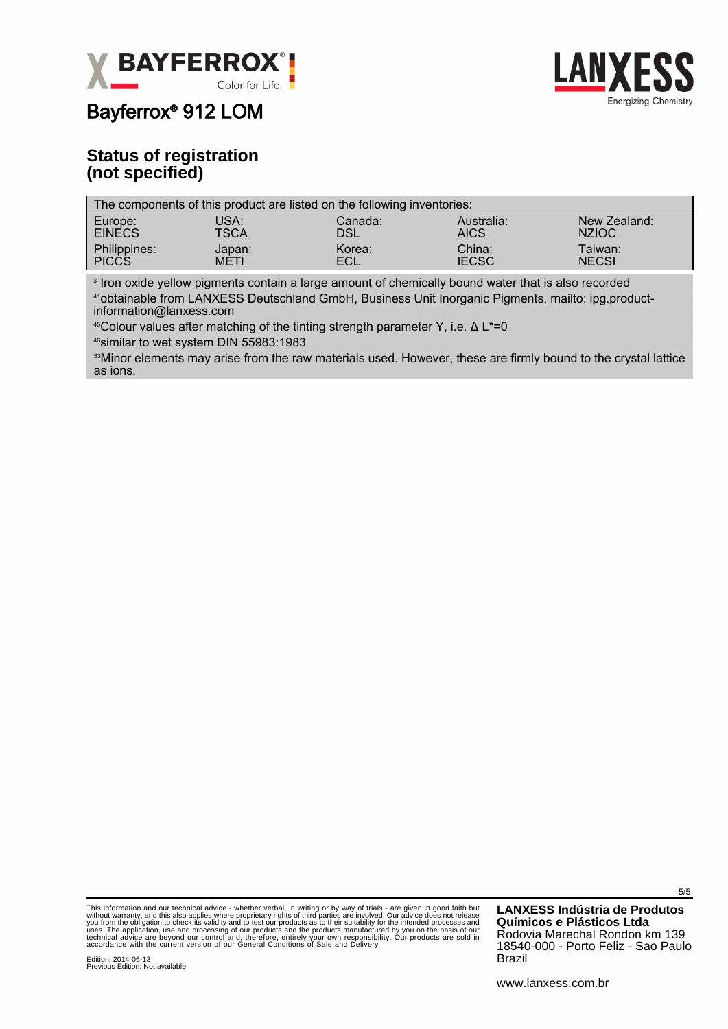# Bayferrox® 912 LOM

## Status of registration (not specified)

| The components of this product are listed on the following inventories: | | | | |
|---|---|---|---|---|
| Europe: EINECS | USA: TSCA | Canada: DSL | Australia: AICS | New Zealand: NZIOC |
| Philippines: PICCS | Japan: METI | Korea: ECL | China: IECSC | Taiwan: NECSI |

[3] Iron oxide yellow pigments contain a large amount of chemically bound water that is also recorded

[41] obtainable from LANXESS Deutschland GmbH, Business Unit Inorganic Pigments, mailto: ipg.product-information@lanxess.com

[45] Colour values after matching of the tinting strength parameter Y, i.e. $\Delta L^{*}=0$

[46] similar to wet system DIN 55983:1983

[53] Minor elements may arise from the raw materials used. However, these are firmly bound to the crystal lattice as ions.

This information and our technical advice - whether verbal, in writing or by way of trials - are given in good faith but without warranty, and this also applies where proprietary rights of third parties are involved. Our advice does not release you from the obligation to check its validity and to test our products as to their suitability for the intended processes and uses. The application, use and processing of our products and the products manufactured by you on the basis of our technical advice are beyond our control and, therefore, entirely your own responsibility. Our products are sold in accordance with the current version of our General Conditions of Sale and Delivery

Edition: 2014-06-13
Previous Edition: Not available

**LANXESS Indústria de Produtos Químicos e Plásticos Ltda**
Rodovia Marechal Rondon km 139
18540-000 - Porto Feliz - Sao Paulo
Brazil

www.lanxess.com.br